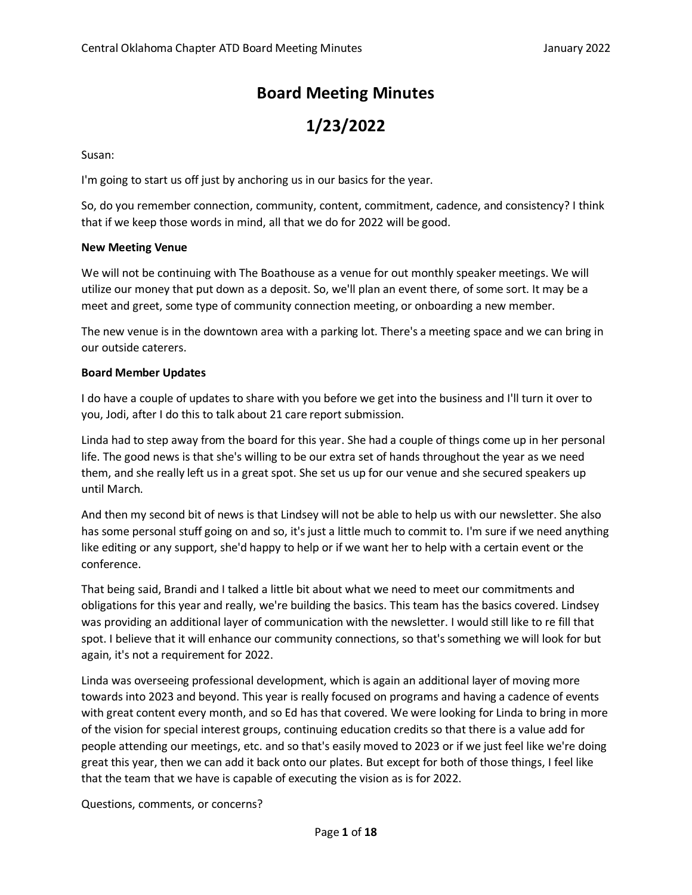# Board Meeting Minutes

# 1/23/2022

Susan:

I'm going to start us off just by anchoring us in our basics for the year.

So, do you remember connection, community, content, commitment, cadence, and consistency? I think that if we keep those words in mind, all that we do for 2022 will be good.

**New Meeting Venue**

We will not be continuing with The Boathouse as a venue for out monthly speaker meetings. We will utilize our money that put down as a deposit. So, we'll plan an event there, of some sort. It may be a meet and greet, some type of community connection meeting, or onboarding a new member.

The new venue is in the downtown area with a parking lot. There's a meeting space and we can bring in our outside caterers.

**Board Member Updates**

I do have a couple of updates to share with you before we get into the business and I'll turn it over to you, Jodi, after I do this to talk about 21 care report submission.

Linda had to step away from the board for this year. She had a couple of things come up in her personal life. The good news is that she's willing to be our extra set of hands throughout the year as we need them, and she really left us in a great spot. She set us up for our venue and she secured speakers up until March.

And then my second bit of news is that Lindsey will not be able to help us with our newsletter. She also has some personal stuff going on and so, it's just a little much to commit to. I'm sure if we need anything like editing or any support, she'd happy to help or if we want her to help with a certain event or the conference.

That being said, Brandi and I talked a little bit about what we need to meet our commitments and obligations for this year and really, we're building the basics. This team has the basics covered. Lindsey was providing an additional layer of communication with the newsletter. I would still like to re fill that spot. I believe that it will enhance our community connections, so that's something we will look for but again, it's not a requirement for 2022.

Linda was overseeing professional development, which is again an additional layer of moving more towards into 2023 and beyond. This year is really focused on programs and having a cadence of events with great content every month, and so Ed has that covered. We were looking for Linda to bring in more of the vision for special interest groups, continuing education credits so that there is a value add for people attending our meetings, etc. and so that's easily moved to 2023 or if we just feel like we're doing great this year, then we can add it back onto our plates. But except for both of those things, I feel like that the team that we have is capable of executing the vision as is for 2022.

Questions, comments, or concerns?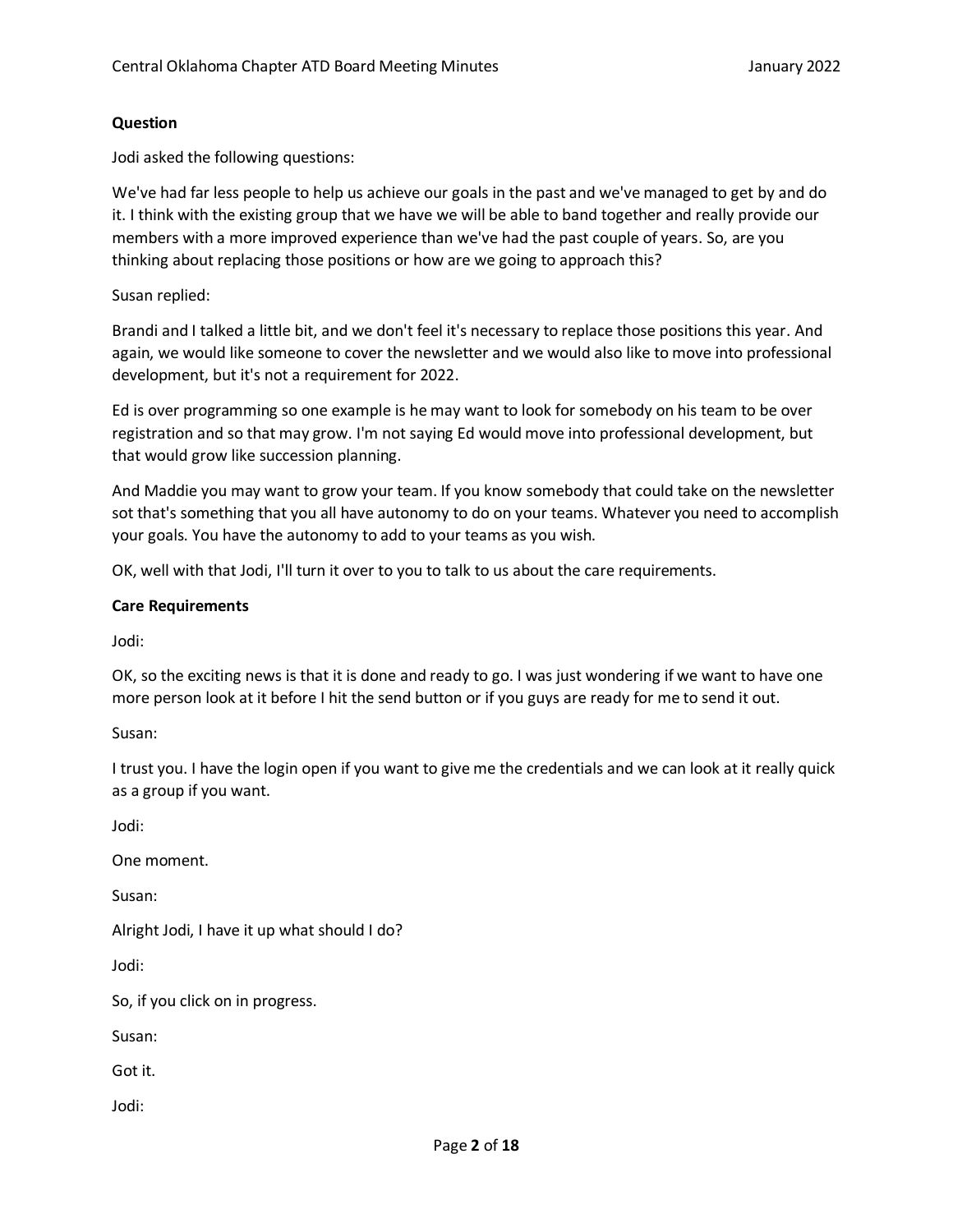**Question**

Jodi asked the following questions:

We've had far less people to help us achieve our goals in the past and we've managed to get by and do it. I think with the existing group that we have we will be able to band together and really provide our members with a more improved experience than we've had the past couple of years. So, are you thinking about replacing those positions or how are we going to approach this?

Susan replied:

Brandi and I talked a little bit, and we don't feel it's necessary to replace those positions this year. And again, we would like someone to cover the newsletter and we would also like to move into professional development, but it's not a requirement for 2022.

Ed is over programming so one example is he may want to look for somebody on his team to be over registration and so that may grow. I'm not saying Ed would move into professional development, but that would grow like succession planning.

And Maddie you may want to grow your team. If you know somebody that could take on the newsletter sot that's something that you all have autonomy to do on your teams. Whatever you need to accomplish your goals. You have the autonomy to add to your teams as you wish.

OK, well with that Jodi, I'll turn it over to you to talk to us about the care requirements.

**Care Requirements**

Jodi:

OK, so the exciting news is that it is done and ready to go. I was just wondering if we want to have one more person look at it before I hit the send button or if you guys are ready for me to send it out.

Susan:

I trust you. I have the login open if you want to give me the credentials and we can look at it really quick as a group if you want.

Jodi:

One moment.

Susan:

Alright Jodi, I have it up what should I do?

Jodi:

So, if you click on in progress.

Susan:

Got it.

Jodi: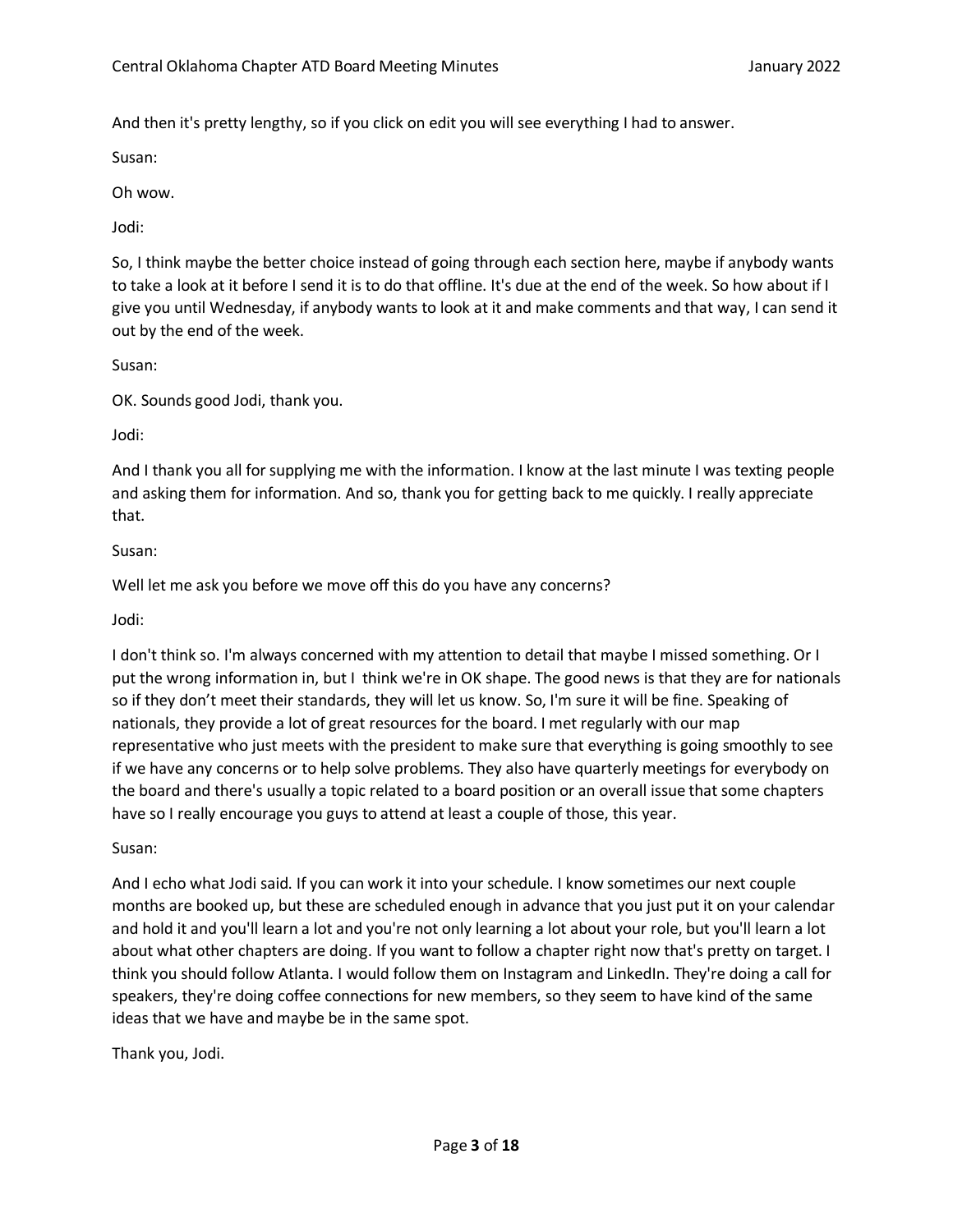And then it's pretty lengthy, so if you click on edit you will see everything I had to answer.

Susan:

Oh wow.

Jodi:

So, I think maybe the better choice instead of going through each section here, maybe if anybody wants to take a look at it before I send it is to do that offline. It's due at the end of the week. So how about if I give you until Wednesday, if anybody wants to look at it and make comments and that way, I can send it out by the end of the week.

Susan:

OK. Sounds good Jodi, thank you.

Jodi:

And I thank you all for supplying me with the information. I know at the last minute I was texting people and asking them for information. And so, thank you for getting back to me quickly. I really appreciate that.

Susan:

Well let me ask you before we move off this do you have any concerns?

Jodi:

I don't think so. I'm always concerned with my attention to detail that maybe I missed something. Or I put the wrong information in, but I think we're in OK shape. The good news is that they are for nationals so if they don't meet their standards, they will let us know. So, I'm sure it will be fine. Speaking of nationals, they provide a lot of great resources for the board. I met regularly with our map representative who just meets with the president to make sure that everything is going smoothly to see if we have any concerns or to help solve problems. They also have quarterly meetings for everybody on the board and there's usually a topic related to a board position or an overall issue that some chapters have so I really encourage you guys to attend at least a couple of those, this year.

Susan:

And I echo what Jodi said. If you can work it into your schedule. I know sometimes our next couple months are booked up, but these are scheduled enough in advance that you just put it on your calendar and hold it and you'll learn a lot and you're not only learning a lot about your role, but you'll learn a lot about what other chapters are doing. If you want to follow a chapter right now that's pretty on target. I think you should follow Atlanta. I would follow them on Instagram and LinkedIn. They're doing a call for speakers, they're doing coffee connections for new members, so they seem to have kind of the same ideas that we have and maybe be in the same spot.

Thank you, Jodi.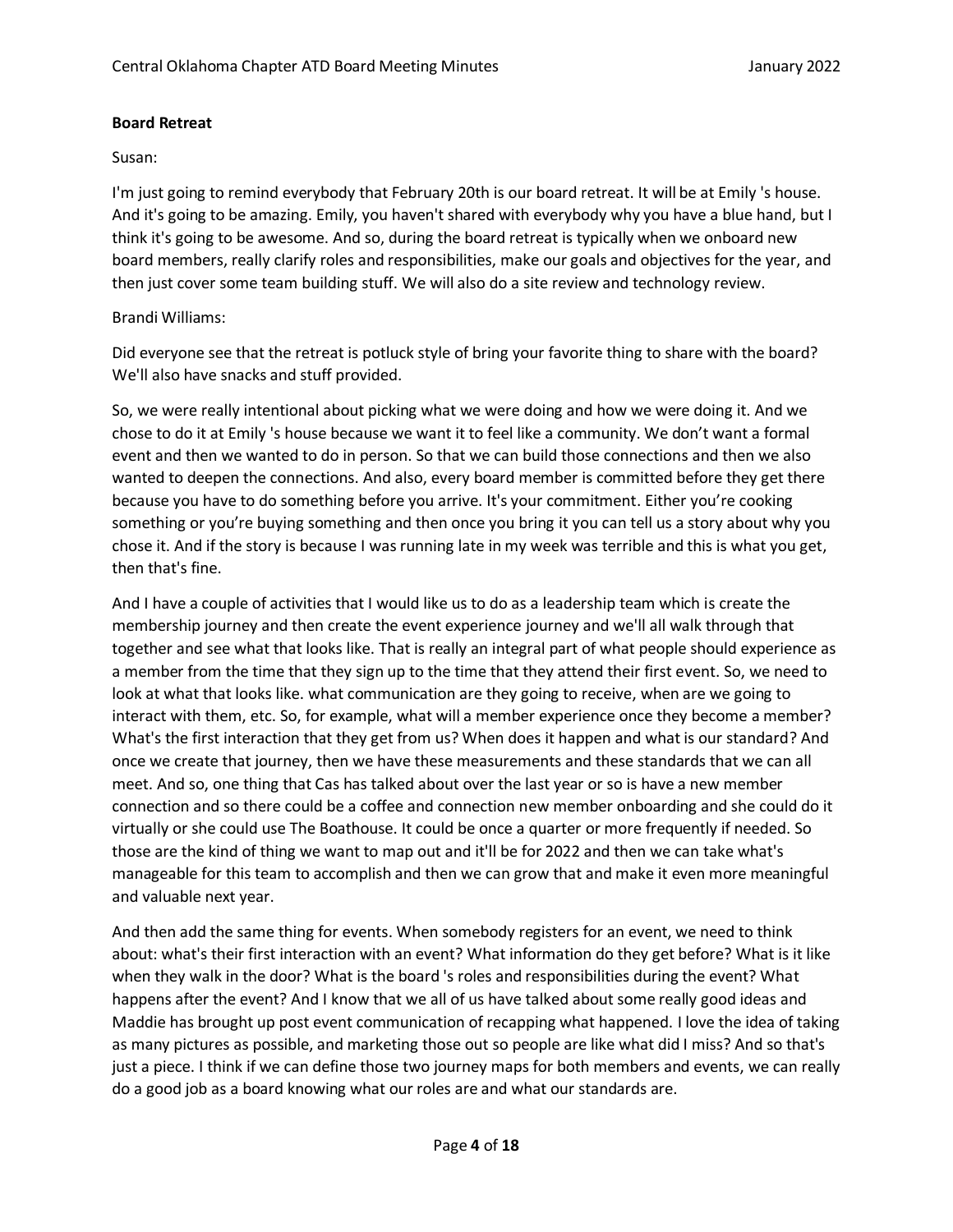**Board Retreat**

Susan:

I'm just going to remind everybody that February 20th is our board retreat. It will be at Emily 's house. And it's going to be amazing. Emily, you haven't shared with everybody why you have a blue hand, but I think it's going to be awesome. And so, during the board retreat is typically when we onboard new board members, really clarify roles and responsibilities, make our goals and objectives for the year, and then just cover some team building stuff. We will also do a site review and technology review.

Brandi Williams:

Did everyone see that the retreat is potluck style of bring your favorite thing to share with the board? We'll also have snacks and stuff provided.

So, we were really intentional about picking what we were doing and how we were doing it. And we chose to do it at Emily 's house because we want it to feel like a community. We don't want a formal event and then we wanted to do in person. So that we can build those connections and then we also wanted to deepen the connections. And also, every board member is committed before they get there because you have to do something before you arrive. It's your commitment. Either you're cooking something or you're buying something and then once you bring it you can tell us a story about why you chose it. And if the story is because I was running late in my week was terrible and this is what you get, then that's fine.

And I have a couple of activities that I would like us to do as a leadership team which is create the membership journey and then create the event experience journey and we'll all walk through that together and see what that looks like. That is really an integral part of what people should experience as a member from the time that they sign up to the time that they attend their first event. So, we need to look at what that looks like. what communication are they going to receive, when are we going to interact with them, etc. So, for example, what will a member experience once they become a member? What's the first interaction that they get from us? When does it happen and what is our standard? And once we create that journey, then we have these measurements and these standards that we can all meet. And so, one thing that Cas has talked about over the last year or so is have a new member connection and so there could be a coffee and connection new member onboarding and she could do it virtually or she could use The Boathouse. It could be once a quarter or more frequently if needed. So those are the kind of thing we want to map out and it'll be for 2022 and then we can take what's manageable for this team to accomplish and then we can grow that and make it even more meaningful and valuable next year.

And then add the same thing for events. When somebody registers for an event, we need to think about: what's their first interaction with an event? What information do they get before? What is it like when they walk in the door? What is the board 's roles and responsibilities during the event? What happens after the event? And I know that we all of us have talked about some really good ideas and Maddie has brought up post event communication of recapping what happened. I love the idea of taking as many pictures as possible, and marketing those out so people are like what did I miss? And so that's just a piece. I think if we can define those two journey maps for both members and events, we can really do a good job as a board knowing what our roles are and what our standards are.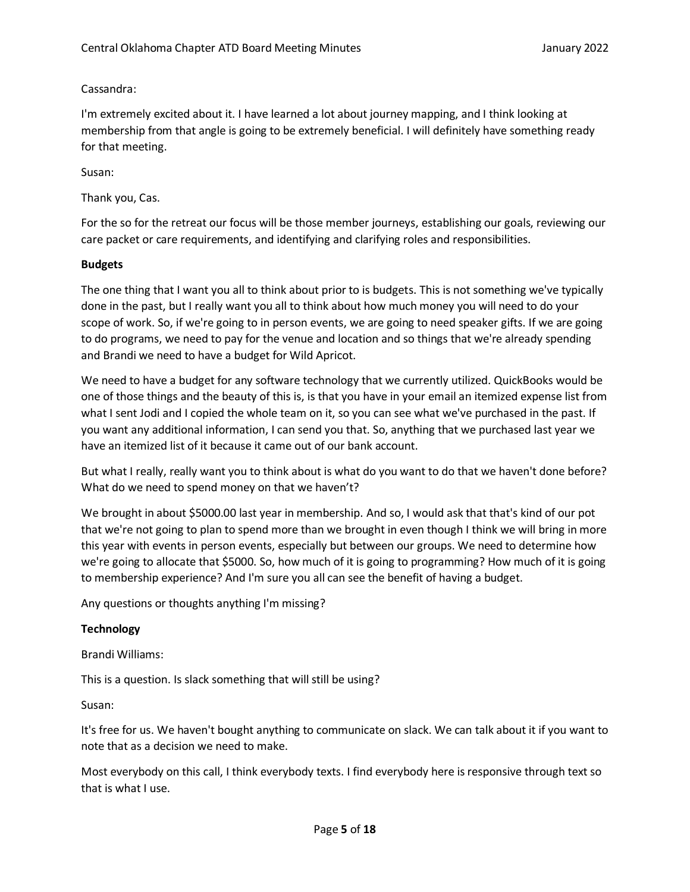Cassandra:

I'm extremely excited about it. I have learned a lot about journey mapping, and I think looking at membership from that angle is going to be extremely beneficial. I will definitely have something ready for that meeting.

Susan:

Thank you, Cas.

For the so for the retreat our focus will be those member journeys, establishing our goals, reviewing our care packet or care requirements, and identifying and clarifying roles and responsibilities.

**Budgets**

The one thing that I want you all to think about prior to is budgets. This is not something we've typically done in the past, but I really want you all to think about how much money you will need to do your scope of work. So, if we're going to in person events, we are going to need speaker gifts. If we are going to do programs, we need to pay for the venue and location and so things that we're already spending and Brandi we need to have a budget for Wild Apricot.

We need to have a budget for any software technology that we currently utilized. QuickBooks would be one of those things and the beauty of this is, is that you have in your email an itemized expense list from what I sent Jodi and I copied the whole team on it, so you can see what we've purchased in the past. If you want any additional information, I can send you that. So, anything that we purchased last year we have an itemized list of it because it came out of our bank account.

But what I really, really want you to think about is what do you want to do that we haven't done before? What do we need to spend money on that we haven't?

We brought in about $5000.00 last year in membership. And so, I would ask that that's kind of our pot that we're not going to plan to spend more than we brought in even though I think we will bring in more this year with events in person events, especially but between our groups. We need to determine how we're going to allocate that $5000. So, how much of it is going to programming? How much of it is going to membership experience? And I'm sure you all can see the benefit of having a budget.

Any questions or thoughts anything I'm missing?

**Technology**

Brandi Williams:

This is a question. Is slack something that will still be using?

Susan:

It's free for us. We haven't bought anything to communicate on slack. We can talk about it if you want to note that as a decision we need to make.

Most everybody on this call, I think everybody texts. I find everybody here is responsive through text so that is what I use.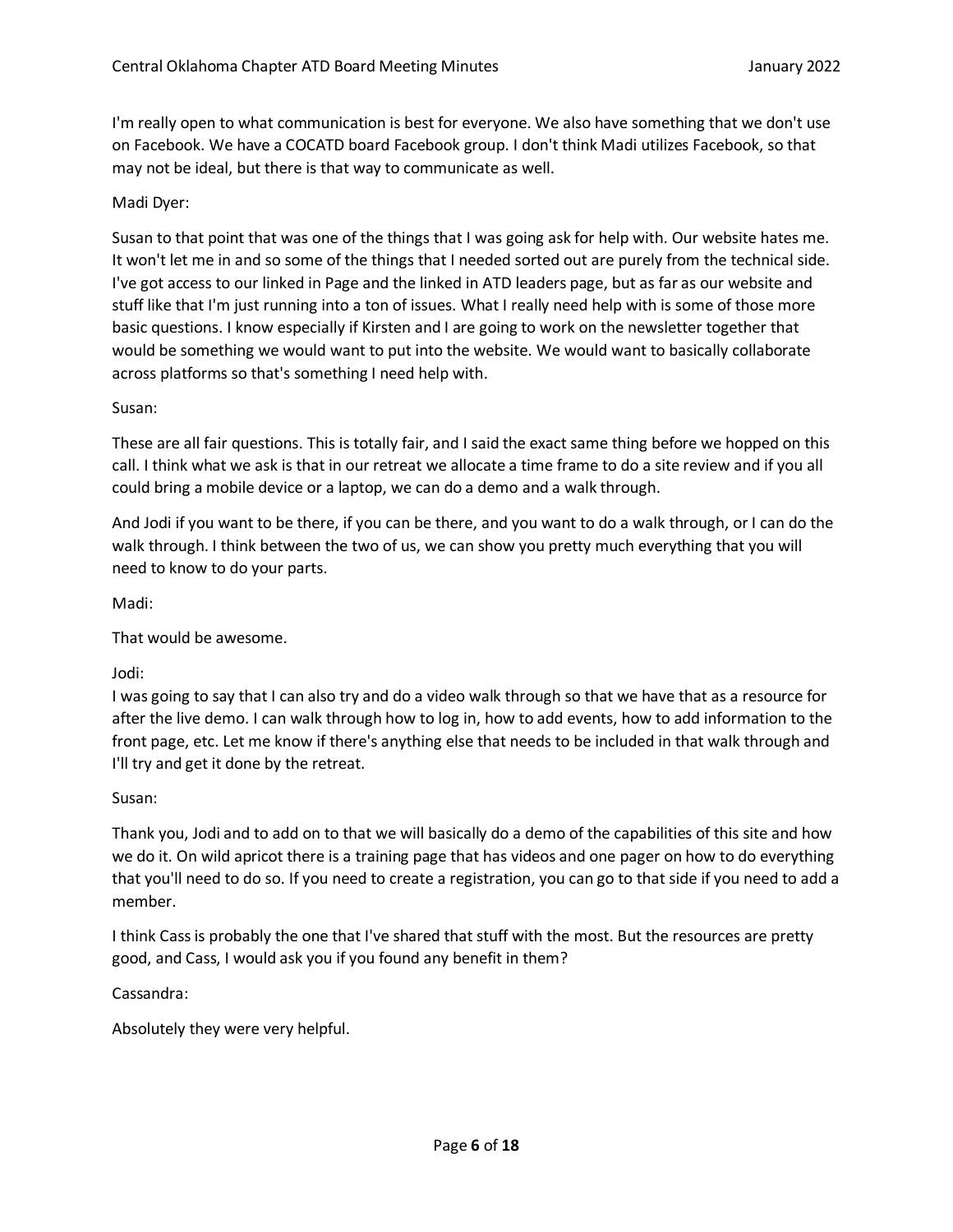I'm really open to what communication is best for everyone. We also have something that we don't use on Facebook. We have a COCATD board Facebook group. I don't think Madi utilizes Facebook, so that may not be ideal, but there is that way to communicate as well.

Madi Dyer:

Susan to that point that was one of the things that I was going ask for help with. Our website hates me. It won't let me in and so some of the things that I needed sorted out are purely from the technical side. I've got access to our linked in Page and the linked in ATD leaders page, but as far as our website and stuff like that I'm just running into a ton of issues. What I really need help with is some of those more basic questions. I know especially if Kirsten and I are going to work on the newsletter together that would be something we would want to put into the website. We would want to basically collaborate across platforms so that's something I need help with.

Susan:

These are all fair questions. This is totally fair, and I said the exact same thing before we hopped on this call. I think what we ask is that in our retreat we allocate a time frame to do a site review and if you all could bring a mobile device or a laptop, we can do a demo and a walk through.

And Jodi if you want to be there, if you can be there, and you want to do a walk through, or I can do the walk through. I think between the two of us, we can show you pretty much everything that you will need to know to do your parts.

Madi:

That would be awesome.

Jodi:

I was going to say that I can also try and do a video walk through so that we have that as a resource for after the live demo. I can walk through how to log in, how to add events, how to add information to the front page, etc. Let me know if there's anything else that needs to be included in that walk through and I'll try and get it done by the retreat.

Susan:

Thank you, Jodi and to add on to that we will basically do a demo of the capabilities of this site and how we do it. On wild apricot there is a training page that has videos and one pager on how to do everything that you'll need to do so. If you need to create a registration, you can go to that side if you need to add a member.

I think Cass is probably the one that I've shared that stuff with the most. But the resources are pretty good, and Cass, I would ask you if you found any benefit in them?

Cassandra:

Absolutely they were very helpful.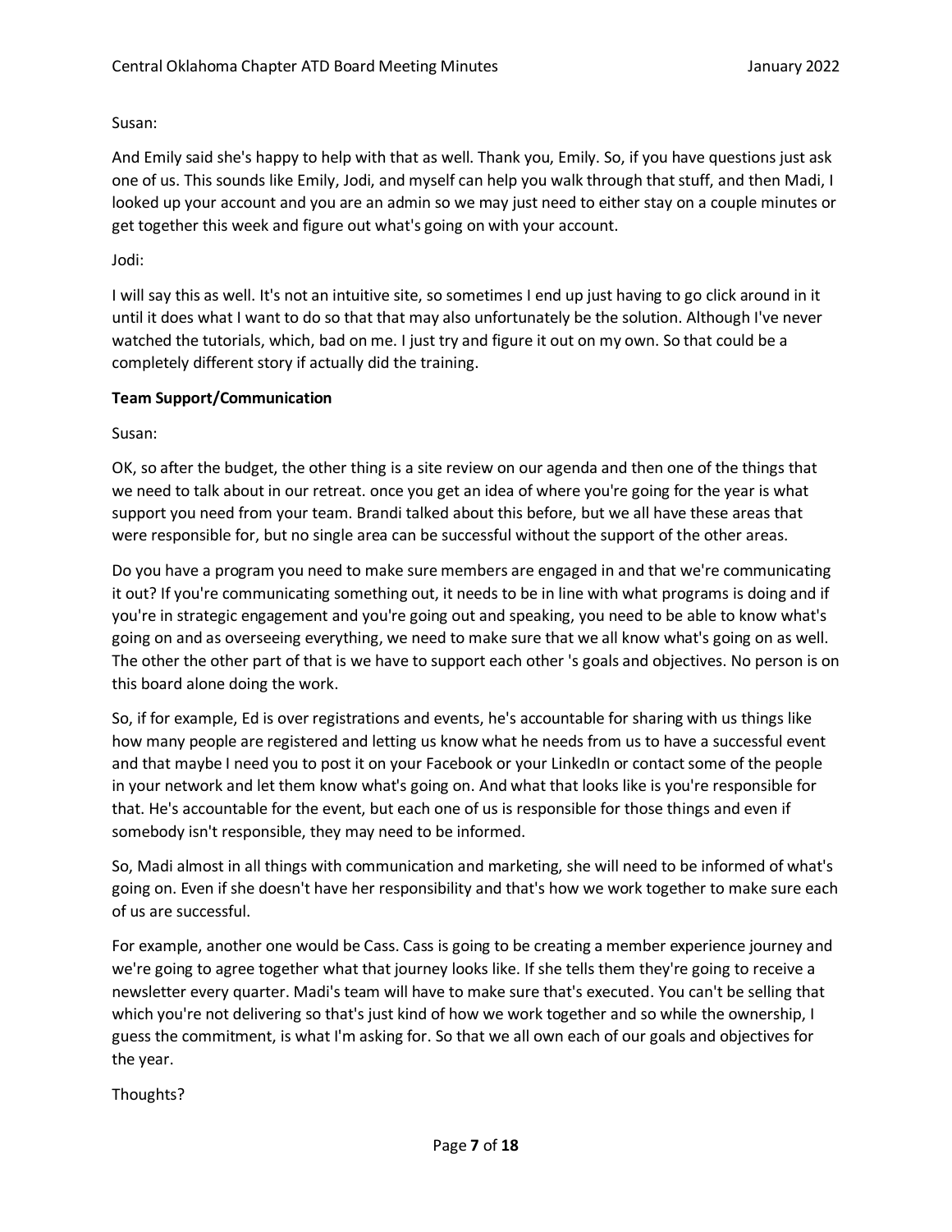Susan:

And Emily said she's happy to help with that as well. Thank you, Emily. So, if you have questions just ask one of us. This sounds like Emily, Jodi, and myself can help you walk through that stuff, and then Madi, I looked up your account and you are an admin so we may just need to either stay on a couple minutes or get together this week and figure out what's going on with your account.

Jodi:

I will say this as well. It's not an intuitive site, so sometimes I end up just having to go click around in it until it does what I want to do so that that may also unfortunately be the solution. Although I've never watched the tutorials, which, bad on me. I just try and figure it out on my own. So that could be a completely different story if actually did the training.

**Team Support/Communication**

Susan:

OK, so after the budget, the other thing is a site review on our agenda and then one of the things that we need to talk about in our retreat. once you get an idea of where you're going for the year is what support you need from your team. Brandi talked about this before, but we all have these areas that were responsible for, but no single area can be successful without the support of the other areas.

Do you have a program you need to make sure members are engaged in and that we're communicating it out? If you're communicating something out, it needs to be in line with what programs is doing and if you're in strategic engagement and you're going out and speaking, you need to be able to know what's going on and as overseeing everything, we need to make sure that we all know what's going on as well. The other the other part of that is we have to support each other 's goals and objectives. No person is on this board alone doing the work.

So, if for example, Ed is over registrations and events, he's accountable for sharing with us things like how many people are registered and letting us know what he needs from us to have a successful event and that maybe I need you to post it on your Facebook or your LinkedIn or contact some of the people in your network and let them know what's going on. And what that looks like is you're responsible for that. He's accountable for the event, but each one of us is responsible for those things and even if somebody isn't responsible, they may need to be informed.

So, Madi almost in all things with communication and marketing, she will need to be informed of what's going on. Even if she doesn't have her responsibility and that's how we work together to make sure each of us are successful.

For example, another one would be Cass. Cass is going to be creating a member experience journey and we're going to agree together what that journey looks like. If she tells them they're going to receive a newsletter every quarter. Madi's team will have to make sure that's executed. You can't be selling that which you're not delivering so that's just kind of how we work together and so while the ownership, I guess the commitment, is what I'm asking for. So that we all own each of our goals and objectives for the year.

Thoughts?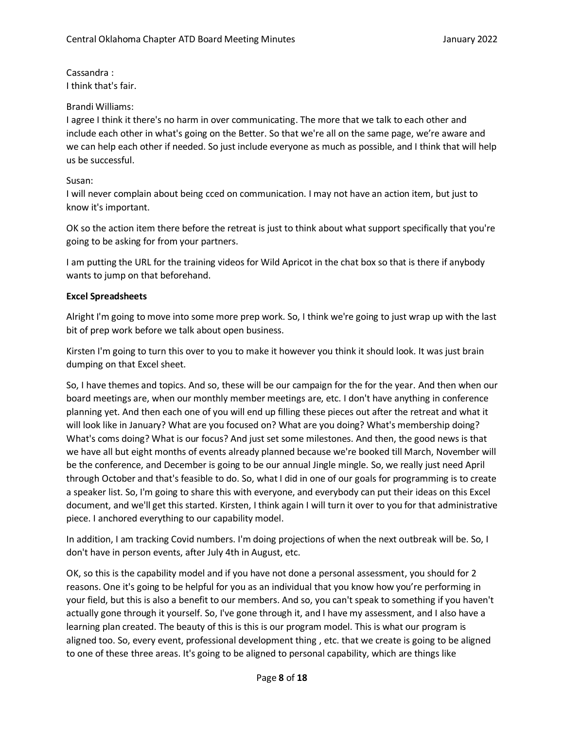Cassandra :
I think that's fair.

Brandi Williams:
I agree I think it there's no harm in over communicating. The more that we talk to each other and include each other in what's going on the Better. So that we're all on the same page, we're aware and we can help each other if needed. So just include everyone as much as possible, and I think that will help us be successful.

Susan:
I will never complain about being cced on communication. I may not have an action item, but just to know it's important.

OK so the action item there before the retreat is just to think about what support specifically that you're going to be asking for from your partners.

I am putting the URL for the training videos for Wild Apricot in the chat box so that is there if anybody wants to jump on that beforehand.

**Excel Spreadsheets**

Alright I'm going to move into some more prep work. So, I think we're going to just wrap up with the last bit of prep work before we talk about open business.

Kirsten I'm going to turn this over to you to make it however you think it should look. It was just brain dumping on that Excel sheet.

So, I have themes and topics. And so, these will be our campaign for the for the year. And then when our board meetings are, when our monthly member meetings are, etc. I don't have anything in conference planning yet. And then each one of you will end up filling these pieces out after the retreat and what it will look like in January? What are you focused on? What are you doing? What's membership doing? What's coms doing? What is our focus? And just set some milestones. And then, the good news is that we have all but eight months of events already planned because we're booked till March, November will be the conference, and December is going to be our annual Jingle mingle. So, we really just need April through October and that's feasible to do. So, what I did in one of our goals for programming is to create a speaker list. So, I'm going to share this with everyone, and everybody can put their ideas on this Excel document, and we'll get this started. Kirsten, I think again I will turn it over to you for that administrative piece. I anchored everything to our capability model.

In addition, I am tracking Covid numbers. I'm doing projections of when the next outbreak will be. So, I don't have in person events, after July 4th in August, etc.

OK, so this is the capability model and if you have not done a personal assessment, you should for 2 reasons. One it's going to be helpful for you as an individual that you know how you're performing in your field, but this is also a benefit to our members. And so, you can't speak to something if you haven't actually gone through it yourself. So, I've gone through it, and I have my assessment, and I also have a learning plan created. The beauty of this is this is our program model. This is what our program is aligned too. So, every event, professional development thing , etc. that we create is going to be aligned to one of these three areas. It's going to be aligned to personal capability, which are things like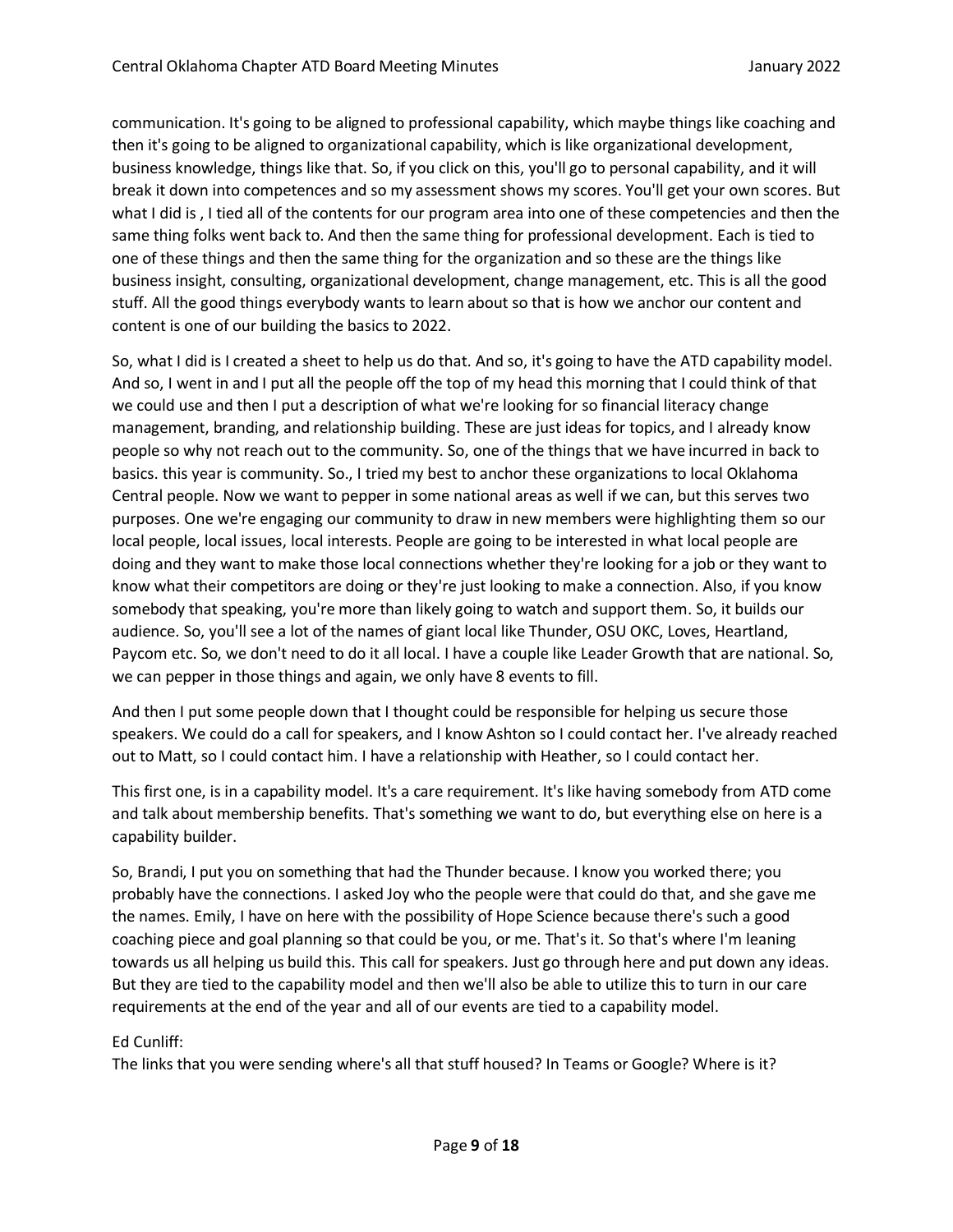communication. It's going to be aligned to professional capability, which maybe things like coaching and then it's going to be aligned to organizational capability, which is like organizational development, business knowledge, things like that. So, if you click on this, you'll go to personal capability, and it will break it down into competences and so my assessment shows my scores. You'll get your own scores. But what I did is , I tied all of the contents for our program area into one of these competencies and then the same thing folks went back to. And then the same thing for professional development. Each is tied to one of these things and then the same thing for the organization and so these are the things like business insight, consulting, organizational development, change management, etc. This is all the good stuff. All the good things everybody wants to learn about so that is how we anchor our content and content is one of our building the basics to 2022.

So, what I did is I created a sheet to help us do that. And so, it's going to have the ATD capability model. And so, I went in and I put all the people off the top of my head this morning that I could think of that we could use and then I put a description of what we're looking for so financial literacy change management, branding, and relationship building. These are just ideas for topics, and I already know people so why not reach out to the community. So, one of the things that we have incurred in back to basics. this year is community. So., I tried my best to anchor these organizations to local Oklahoma Central people. Now we want to pepper in some national areas as well if we can, but this serves two purposes. One we're engaging our community to draw in new members were highlighting them so our local people, local issues, local interests. People are going to be interested in what local people are doing and they want to make those local connections whether they're looking for a job or they want to know what their competitors are doing or they're just looking to make a connection. Also, if you know somebody that speaking, you're more than likely going to watch and support them. So, it builds our audience. So, you'll see a lot of the names of giant local like Thunder, OSU OKC, Loves, Heartland, Paycom etc. So, we don't need to do it all local. I have a couple like Leader Growth that are national. So, we can pepper in those things and again, we only have 8 events to fill.

And then I put some people down that I thought could be responsible for helping us secure those speakers. We could do a call for speakers, and I know Ashton so I could contact her. I've already reached out to Matt, so I could contact him. I have a relationship with Heather, so I could contact her.

This first one, is in a capability model. It's a care requirement. It's like having somebody from ATD come and talk about membership benefits. That's something we want to do, but everything else on here is a capability builder.

So, Brandi, I put you on something that had the Thunder because. I know you worked there; you probably have the connections. I asked Joy who the people were that could do that, and she gave me the names. Emily, I have on here with the possibility of Hope Science because there's such a good coaching piece and goal planning so that could be you, or me. That's it. So that's where I'm leaning towards us all helping us build this. This call for speakers. Just go through here and put down any ideas. But they are tied to the capability model and then we'll also be able to utilize this to turn in our care requirements at the end of the year and all of our events are tied to a capability model.

Ed Cunliff:
The links that you were sending where's all that stuff housed? In Teams or Google? Where is it?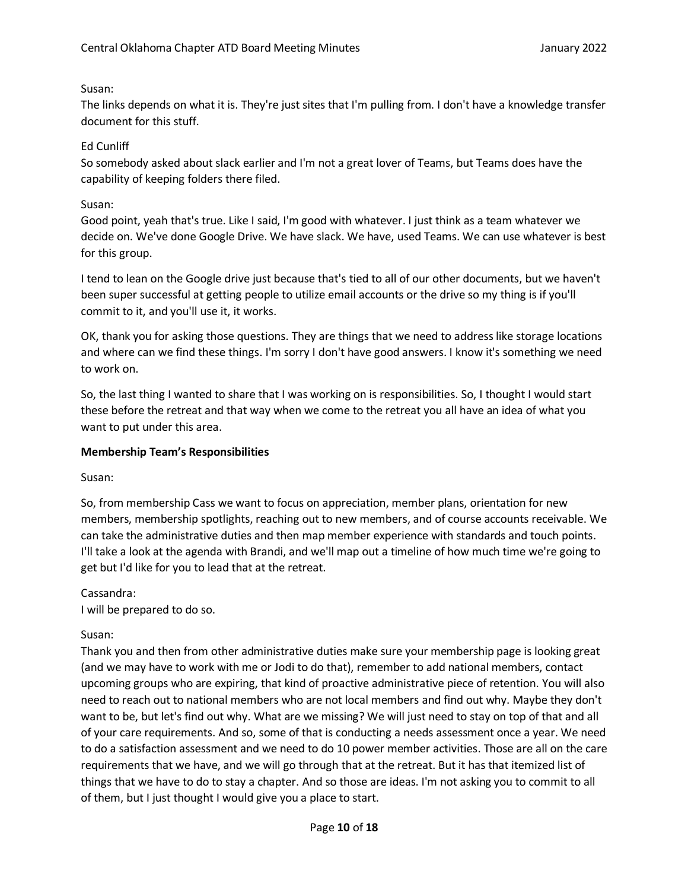Susan:
The links depends on what it is. They're just sites that I'm pulling from. I don't have a knowledge transfer document for this stuff.

Ed Cunliff
So somebody asked about slack earlier and I'm not a great lover of Teams, but Teams does have the capability of keeping folders there filed.

Susan:
Good point, yeah that's true. Like I said, I'm good with whatever. I just think as a team whatever we decide on. We've done Google Drive. We have slack. We have, used Teams. We can use whatever is best for this group.

I tend to lean on the Google drive just because that's tied to all of our other documents, but we haven't been super successful at getting people to utilize email accounts or the drive so my thing is if you'll commit to it, and you'll use it, it works.

OK, thank you for asking those questions. They are things that we need to address like storage locations and where can we find these things. I'm sorry I don't have good answers. I know it's something we need to work on.

So, the last thing I wanted to share that I was working on is responsibilities. So, I thought I would start these before the retreat and that way when we come to the retreat you all have an idea of what you want to put under this area.

**Membership Team's Responsibilities**

Susan:

So, from membership Cass we want to focus on appreciation, member plans, orientation for new members, membership spotlights, reaching out to new members, and of course accounts receivable. We can take the administrative duties and then map member experience with standards and touch points. I'll take a look at the agenda with Brandi, and we'll map out a timeline of how much time we're going to get but I'd like for you to lead that at the retreat.

Cassandra:
I will be prepared to do so.

Susan:
Thank you and then from other administrative duties make sure your membership page is looking great (and we may have to work with me or Jodi to do that), remember to add national members, contact upcoming groups who are expiring, that kind of proactive administrative piece of retention. You will also need to reach out to national members who are not local members and find out why. Maybe they don't want to be, but let's find out why. What are we missing? We will just need to stay on top of that and all of your care requirements. And so, some of that is conducting a needs assessment once a year. We need to do a satisfaction assessment and we need to do 10 power member activities. Those are all on the care requirements that we have, and we will go through that at the retreat. But it has that itemized list of things that we have to do to stay a chapter. And so those are ideas. I'm not asking you to commit to all of them, but I just thought I would give you a place to start.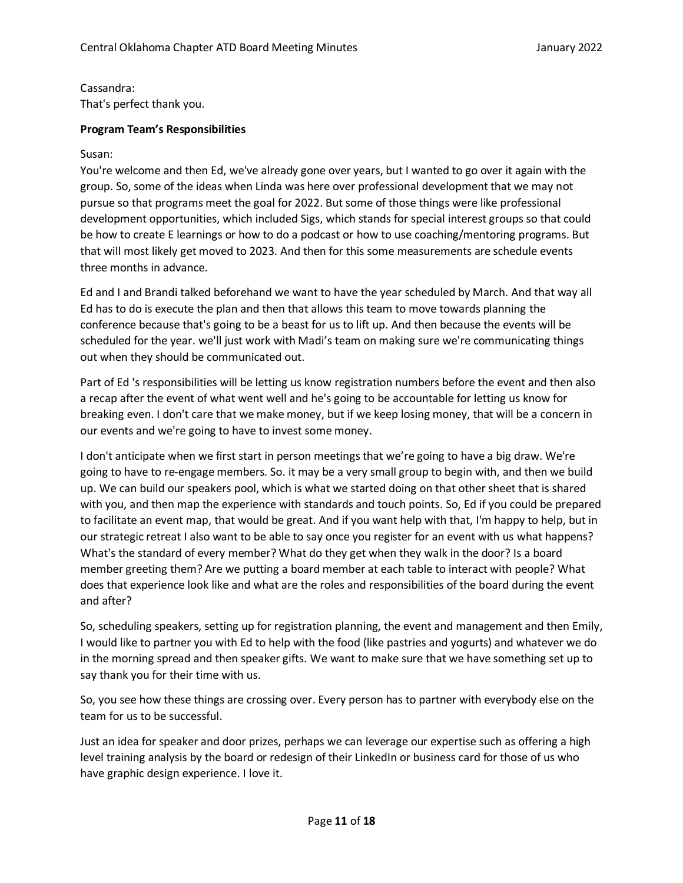Cassandra:
That's perfect thank you.

**Program Team's Responsibilities**

Susan:
You're welcome and then Ed, we've already gone over years, but I wanted to go over it again with the group. So, some of the ideas when Linda was here over professional development that we may not pursue so that programs meet the goal for 2022. But some of those things were like professional development opportunities, which included Sigs, which stands for special interest groups so that could be how to create E learnings or how to do a podcast or how to use coaching/mentoring programs. But that will most likely get moved to 2023. And then for this some measurements are schedule events three months in advance.

Ed and I and Brandi talked beforehand we want to have the year scheduled by March. And that way all Ed has to do is execute the plan and then that allows this team to move towards planning the conference because that's going to be a beast for us to lift up. And then because the events will be scheduled for the year. we'll just work with Madi's team on making sure we're communicating things out when they should be communicated out.

Part of Ed 's responsibilities will be letting us know registration numbers before the event and then also a recap after the event of what went well and he's going to be accountable for letting us know for breaking even. I don't care that we make money, but if we keep losing money, that will be a concern in our events and we're going to have to invest some money.

I don't anticipate when we first start in person meetings that we're going to have a big draw. We're going to have to re-engage members. So. it may be a very small group to begin with, and then we build up. We can build our speakers pool, which is what we started doing on that other sheet that is shared with you, and then map the experience with standards and touch points. So, Ed if you could be prepared to facilitate an event map, that would be great. And if you want help with that, I'm happy to help, but in our strategic retreat I also want to be able to say once you register for an event with us what happens? What's the standard of every member? What do they get when they walk in the door? Is a board member greeting them? Are we putting a board member at each table to interact with people? What does that experience look like and what are the roles and responsibilities of the board during the event and after?

So, scheduling speakers, setting up for registration planning, the event and management and then Emily, I would like to partner you with Ed to help with the food (like pastries and yogurts) and whatever we do in the morning spread and then speaker gifts. We want to make sure that we have something set up to say thank you for their time with us.

So, you see how these things are crossing over. Every person has to partner with everybody else on the team for us to be successful.

Just an idea for speaker and door prizes, perhaps we can leverage our expertise such as offering a high level training analysis by the board or redesign of their LinkedIn or business card for those of us who have graphic design experience. I love it.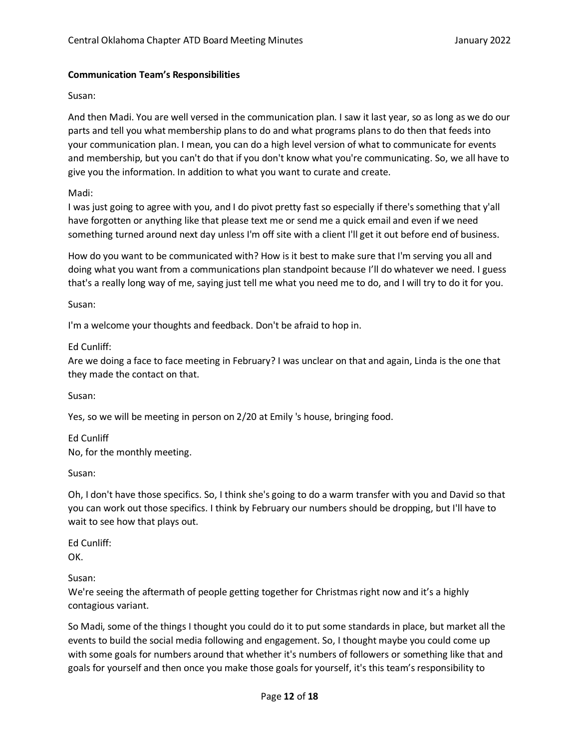**Communication Team's Responsibilities**

Susan:

And then Madi. You are well versed in the communication plan. I saw it last year, so as long as we do our parts and tell you what membership plans to do and what programs plans to do then that feeds into your communication plan. I mean, you can do a high level version of what to communicate for events and membership, but you can't do that if you don't know what you're communicating. So, we all have to give you the information. In addition to what you want to curate and create.

Madi:
I was just going to agree with you, and I do pivot pretty fast so especially if there's something that y'all have forgotten or anything like that please text me or send me a quick email and even if we need something turned around next day unless I'm off site with a client I'll get it out before end of business.

How do you want to be communicated with? How is it best to make sure that I'm serving you all and doing what you want from a communications plan standpoint because I'll do whatever we need. I guess that's a really long way of me, saying just tell me what you need me to do, and I will try to do it for you.

Susan:

I'm a welcome your thoughts and feedback. Don't be afraid to hop in.

Ed Cunliff:
Are we doing a face to face meeting in February? I was unclear on that and again, Linda is the one that they made the contact on that.

Susan:

Yes, so we will be meeting in person on 2/20 at Emily 's house, bringing food.

Ed Cunliff
No, for the monthly meeting.

Susan:

Oh, I don't have those specifics. So, I think she's going to do a warm transfer with you and David so that you can work out those specifics. I think by February our numbers should be dropping, but I'll have to wait to see how that plays out.

Ed Cunliff:
OK.

Susan:
We're seeing the aftermath of people getting together for Christmas right now and it's a highly contagious variant.

So Madi, some of the things I thought you could do it to put some standards in place, but market all the events to build the social media following and engagement. So, I thought maybe you could come up with some goals for numbers around that whether it's numbers of followers or something like that and goals for yourself and then once you make those goals for yourself, it's this team's responsibility to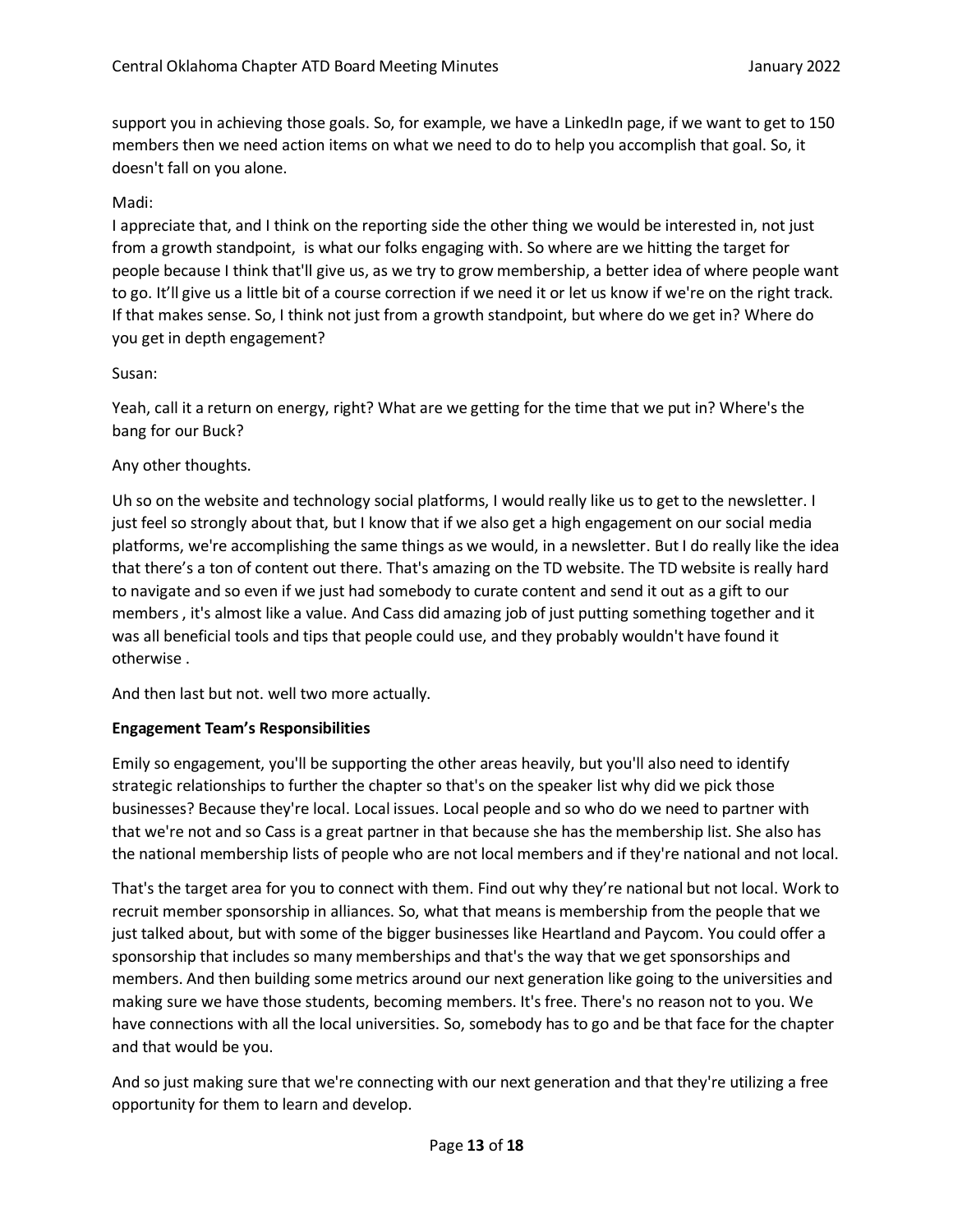support you in achieving those goals. So, for example, we have a LinkedIn page, if we want to get to 150 members then we need action items on what we need to do to help you accomplish that goal. So, it doesn't fall on you alone.

Madi:
I appreciate that, and I think on the reporting side the other thing we would be interested in, not just from a growth standpoint, is what our folks engaging with. So where are we hitting the target for people because I think that'll give us, as we try to grow membership, a better idea of where people want to go. It'll give us a little bit of a course correction if we need it or let us know if we're on the right track. If that makes sense. So, I think not just from a growth standpoint, but where do we get in? Where do you get in depth engagement?

Susan:

Yeah, call it a return on energy, right? What are we getting for the time that we put in? Where's the bang for our Buck?

Any other thoughts.

Uh so on the website and technology social platforms, I would really like us to get to the newsletter. I just feel so strongly about that, but I know that if we also get a high engagement on our social media platforms, we're accomplishing the same things as we would, in a newsletter. But I do really like the idea that there's a ton of content out there. That's amazing on the TD website. The TD website is really hard to navigate and so even if we just had somebody to curate content and send it out as a gift to our members , it's almost like a value. And Cass did amazing job of just putting something together and it was all beneficial tools and tips that people could use, and they probably wouldn't have found it otherwise .

And then last but not. well two more actually.

**Engagement Team's Responsibilities**

Emily so engagement, you'll be supporting the other areas heavily, but you'll also need to identify strategic relationships to further the chapter so that's on the speaker list why did we pick those businesses? Because they're local. Local issues. Local people and so who do we need to partner with that we're not and so Cass is a great partner in that because she has the membership list. She also has the national membership lists of people who are not local members and if they're national and not local.

That's the target area for you to connect with them. Find out why they're national but not local. Work to recruit member sponsorship in alliances. So, what that means is membership from the people that we just talked about, but with some of the bigger businesses like Heartland and Paycom. You could offer a sponsorship that includes so many memberships and that's the way that we get sponsorships and members. And then building some metrics around our next generation like going to the universities and making sure we have those students, becoming members. It's free. There's no reason not to you. We have connections with all the local universities. So, somebody has to go and be that face for the chapter and that would be you.

And so just making sure that we're connecting with our next generation and that they're utilizing a free opportunity for them to learn and develop.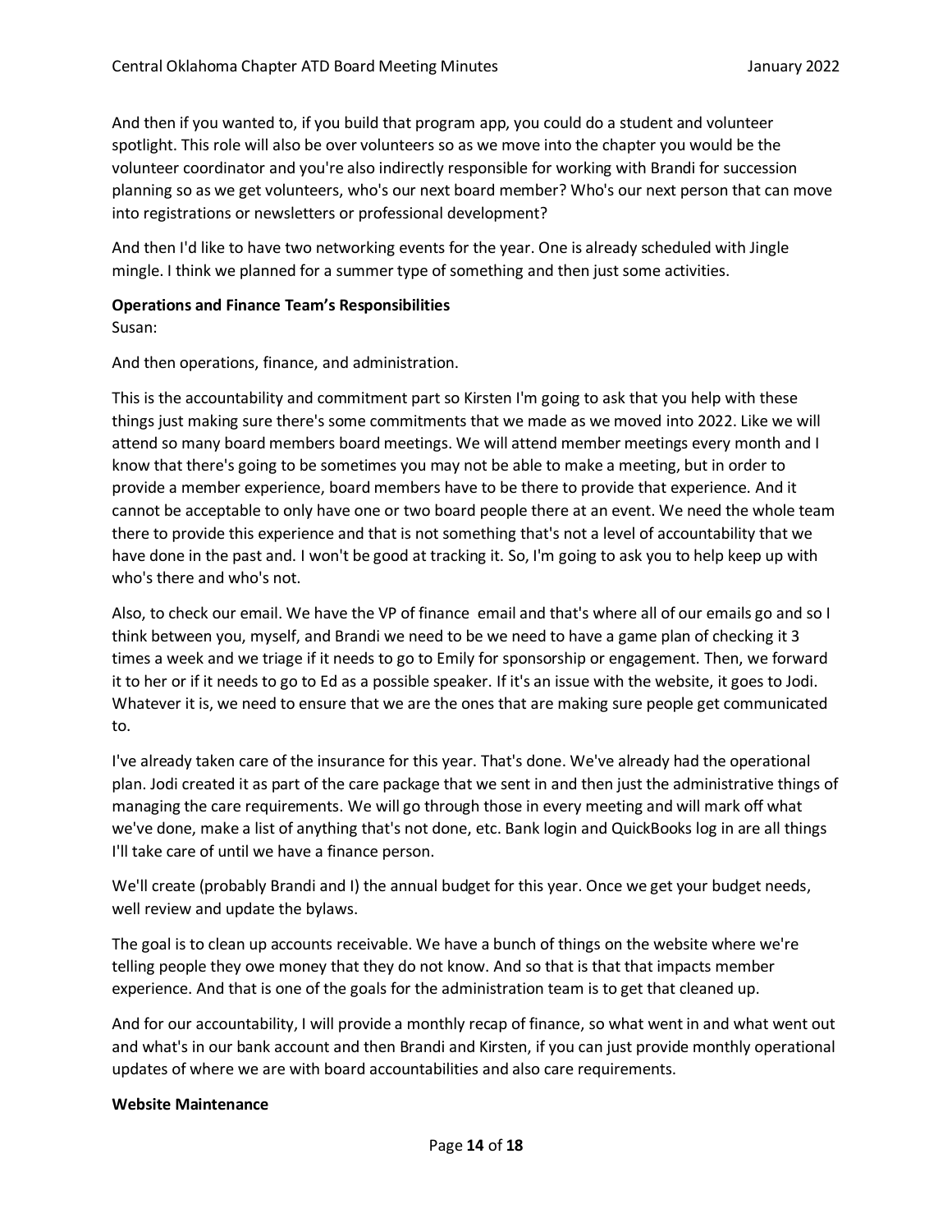And then if you wanted to, if you build that program app, you could do a student and volunteer spotlight. This role will also be over volunteers so as we move into the chapter you would be the volunteer coordinator and you're also indirectly responsible for working with Brandi for succession planning so as we get volunteers, who's our next board member? Who's our next person that can move into registrations or newsletters or professional development?

And then I'd like to have two networking events for the year. One is already scheduled with Jingle mingle. I think we planned for a summer type of something and then just some activities.

**Operations and Finance Team's Responsibilities**

Susan:

And then operations, finance, and administration.

This is the accountability and commitment part so Kirsten I'm going to ask that you help with these things just making sure there's some commitments that we made as we moved into 2022. Like we will attend so many board members board meetings. We will attend member meetings every month and I know that there's going to be sometimes you may not be able to make a meeting, but in order to provide a member experience, board members have to be there to provide that experience. And it cannot be acceptable to only have one or two board people there at an event. We need the whole team there to provide this experience and that is not something that's not a level of accountability that we have done in the past and. I won't be good at tracking it. So, I'm going to ask you to help keep up with who's there and who's not.

Also, to check our email. We have the VP of finance email and that's where all of our emails go and so I think between you, myself, and Brandi we need to be we need to have a game plan of checking it 3 times a week and we triage if it needs to go to Emily for sponsorship or engagement. Then, we forward it to her or if it needs to go to Ed as a possible speaker. If it's an issue with the website, it goes to Jodi. Whatever it is, we need to ensure that we are the ones that are making sure people get communicated to.

I've already taken care of the insurance for this year. That's done. We've already had the operational plan. Jodi created it as part of the care package that we sent in and then just the administrative things of managing the care requirements. We will go through those in every meeting and will mark off what we've done, make a list of anything that's not done, etc. Bank login and QuickBooks log in are all things I'll take care of until we have a finance person.

We'll create (probably Brandi and I) the annual budget for this year. Once we get your budget needs, well review and update the bylaws.

The goal is to clean up accounts receivable. We have a bunch of things on the website where we're telling people they owe money that they do not know. And so that is that that impacts member experience. And that is one of the goals for the administration team is to get that cleaned up.

And for our accountability, I will provide a monthly recap of finance, so what went in and what went out and what's in our bank account and then Brandi and Kirsten, if you can just provide monthly operational updates of where we are with board accountabilities and also care requirements.

**Website Maintenance**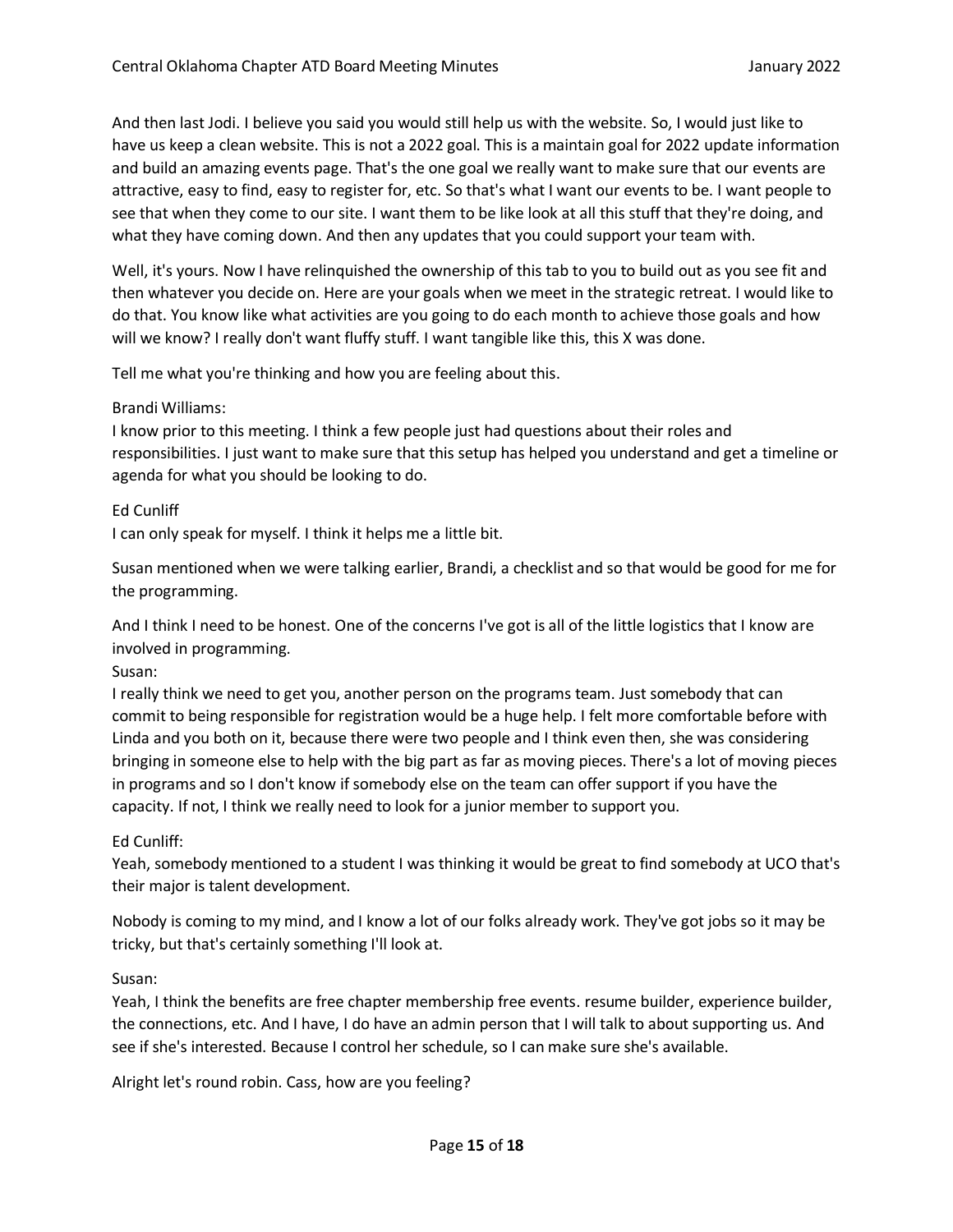And then last Jodi. I believe you said you would still help us with the website. So, I would just like to have us keep a clean website. This is not a 2022 goal. This is a maintain goal for 2022 update information and build an amazing events page. That's the one goal we really want to make sure that our events are attractive, easy to find, easy to register for, etc. So that's what I want our events to be. I want people to see that when they come to our site. I want them to be like look at all this stuff that they're doing, and what they have coming down. And then any updates that you could support your team with.

Well, it's yours. Now I have relinquished the ownership of this tab to you to build out as you see fit and then whatever you decide on. Here are your goals when we meet in the strategic retreat. I would like to do that. You know like what activities are you going to do each month to achieve those goals and how will we know? I really don't want fluffy stuff. I want tangible like this, this X was done.

Tell me what you're thinking and how you are feeling about this.

Brandi Williams:
I know prior to this meeting. I think a few people just had questions about their roles and responsibilities. I just want to make sure that this setup has helped you understand and get a timeline or agenda for what you should be looking to do.

Ed Cunliff
I can only speak for myself. I think it helps me a little bit.

Susan mentioned when we were talking earlier, Brandi, a checklist and so that would be good for me for the programming.

And I think I need to be honest. One of the concerns I've got is all of the little logistics that I know are involved in programming.
Susan:
I really think we need to get you, another person on the programs team. Just somebody that can commit to being responsible for registration would be a huge help. I felt more comfortable before with Linda and you both on it, because there were two people and I think even then, she was considering bringing in someone else to help with the big part as far as moving pieces. There's a lot of moving pieces in programs and so I don't know if somebody else on the team can offer support if you have the capacity. If not, I think we really need to look for a junior member to support you.

Ed Cunliff:
Yeah, somebody mentioned to a student I was thinking it would be great to find somebody at UCO that's their major is talent development.

Nobody is coming to my mind, and I know a lot of our folks already work. They've got jobs so it may be tricky, but that's certainly something I'll look at.

Susan:
Yeah, I think the benefits are free chapter membership free events. resume builder, experience builder, the connections, etc. And I have, I do have an admin person that I will talk to about supporting us. And see if she's interested. Because I control her schedule, so I can make sure she's available.

Alright let's round robin. Cass, how are you feeling?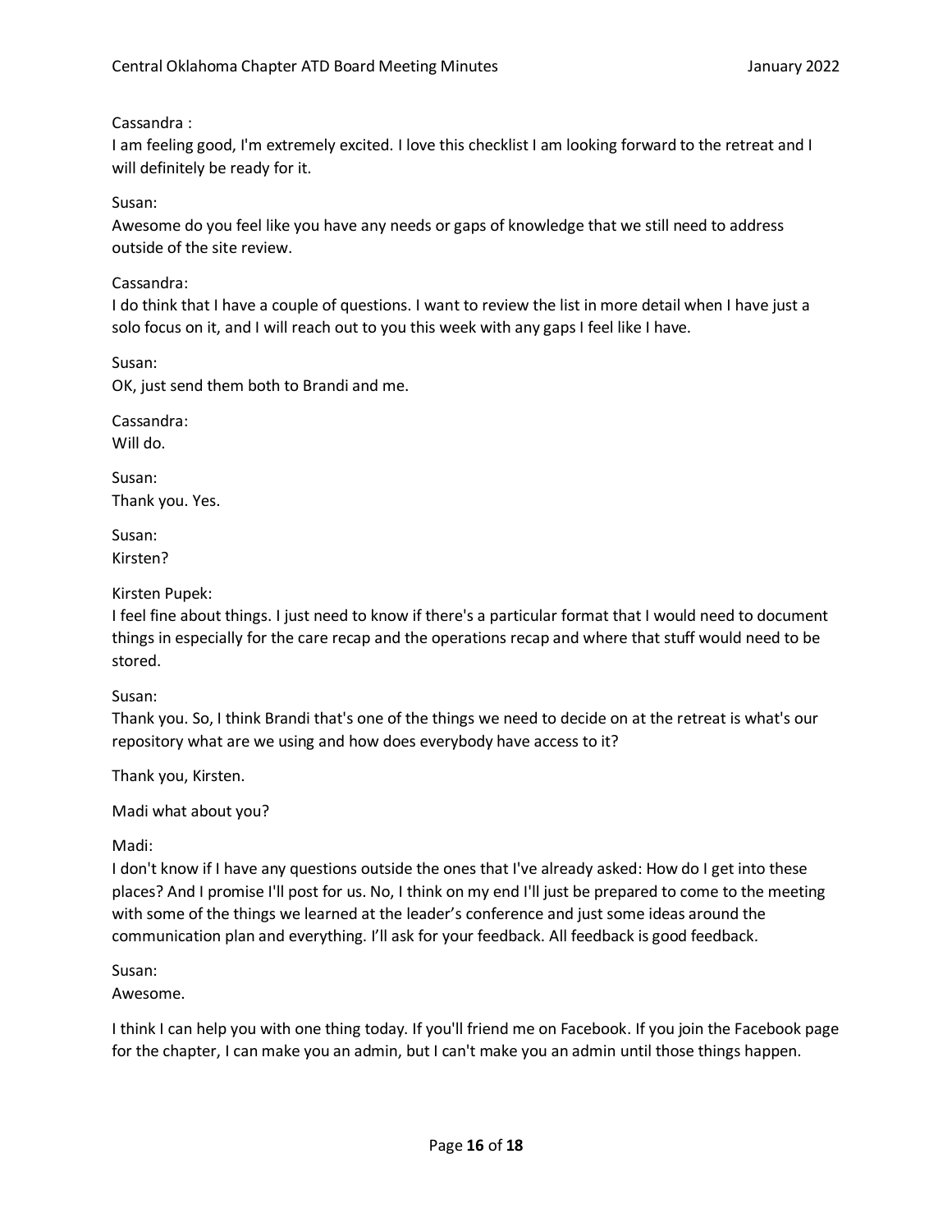Cassandra :
I am feeling good, I'm extremely excited. I love this checklist I am looking forward to the retreat and I will definitely be ready for it.

Susan:
Awesome do you feel like you have any needs or gaps of knowledge that we still need to address outside of the site review.

Cassandra:
I do think that I have a couple of questions. I want to review the list in more detail when I have just a solo focus on it, and I will reach out to you this week with any gaps I feel like I have.

Susan:
OK, just send them both to Brandi and me.

Cassandra:
Will do.

Susan:
Thank you. Yes.

Susan:
Kirsten?

Kirsten Pupek:
I feel fine about things. I just need to know if there's a particular format that I would need to document things in especially for the care recap and the operations recap and where that stuff would need to be stored.

Susan:
Thank you. So, I think Brandi that's one of the things we need to decide on at the retreat is what's our repository what are we using and how does everybody have access to it?

Thank you, Kirsten.

Madi what about you?

Madi:
I don't know if I have any questions outside the ones that I've already asked: How do I get into these places? And I promise I'll post for us. No, I think on my end I'll just be prepared to come to the meeting with some of the things we learned at the leader's conference and just some ideas around the communication plan and everything. I'll ask for your feedback. All feedback is good feedback.

Susan:
Awesome.

I think I can help you with one thing today. If you'll friend me on Facebook. If you join the Facebook page for the chapter, I can make you an admin, but I can't make you an admin until those things happen.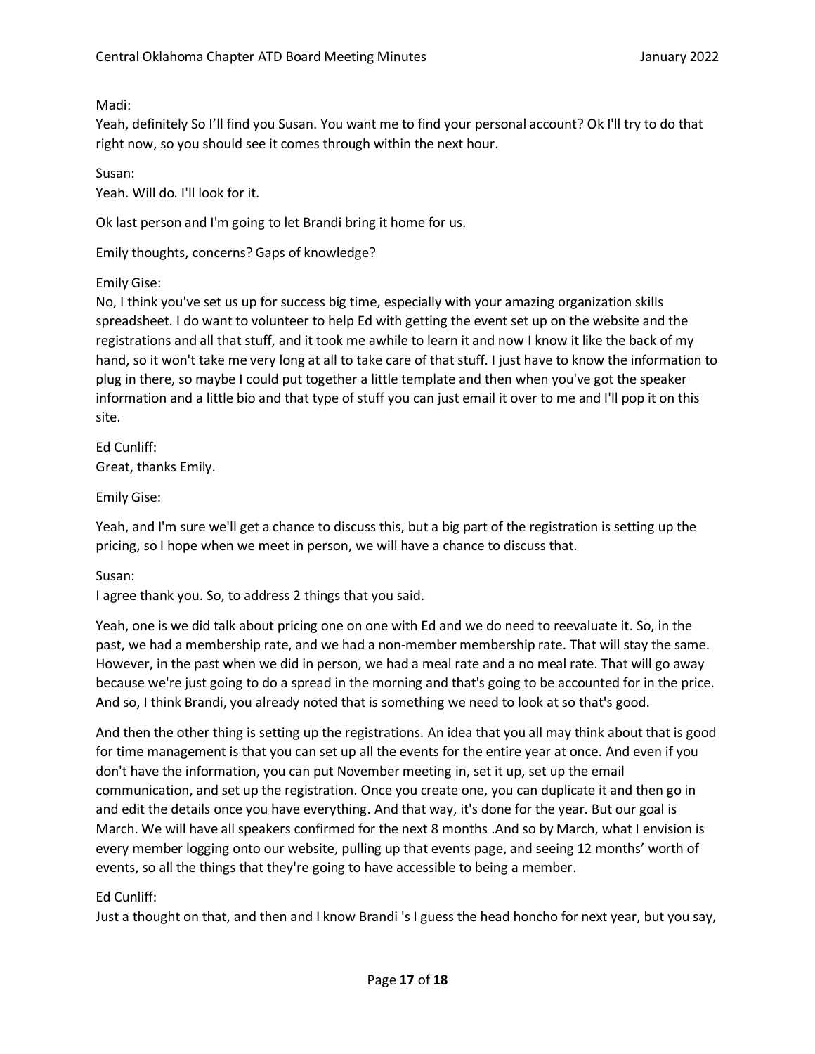Madi:
Yeah, definitely So I'll find you Susan. You want me to find your personal account? Ok I'll try to do that right now, so you should see it comes through within the next hour.

Susan:
Yeah. Will do. I'll look for it.

Ok last person and I'm going to let Brandi bring it home for us.

Emily thoughts, concerns? Gaps of knowledge?

Emily Gise:
No, I think you've set us up for success big time, especially with your amazing organization skills spreadsheet. I do want to volunteer to help Ed with getting the event set up on the website and the registrations and all that stuff, and it took me awhile to learn it and now I know it like the back of my hand, so it won't take me very long at all to take care of that stuff. I just have to know the information to plug in there, so maybe I could put together a little template and then when you've got the speaker information and a little bio and that type of stuff you can just email it over to me and I'll pop it on this site.

Ed Cunliff:
Great, thanks Emily.

Emily Gise:

Yeah, and I'm sure we'll get a chance to discuss this, but a big part of the registration is setting up the pricing, so I hope when we meet in person, we will have a chance to discuss that.

Susan:
I agree thank you. So, to address 2 things that you said.

Yeah, one is we did talk about pricing one on one with Ed and we do need to reevaluate it. So, in the past, we had a membership rate, and we had a non-member membership rate. That will stay the same. However, in the past when we did in person, we had a meal rate and a no meal rate. That will go away because we're just going to do a spread in the morning and that's going to be accounted for in the price. And so, I think Brandi, you already noted that is something we need to look at so that's good.

And then the other thing is setting up the registrations. An idea that you all may think about that is good for time management is that you can set up all the events for the entire year at once. And even if you don't have the information, you can put November meeting in, set it up, set up the email communication, and set up the registration. Once you create one, you can duplicate it and then go in and edit the details once you have everything. And that way, it's done for the year. But our goal is March. We will have all speakers confirmed for the next 8 months .And so by March, what I envision is every member logging onto our website, pulling up that events page, and seeing 12 months' worth of events, so all the things that they're going to have accessible to being a member.

Ed Cunliff:
Just a thought on that, and then and I know Brandi 's I guess the head honcho for next year, but you say,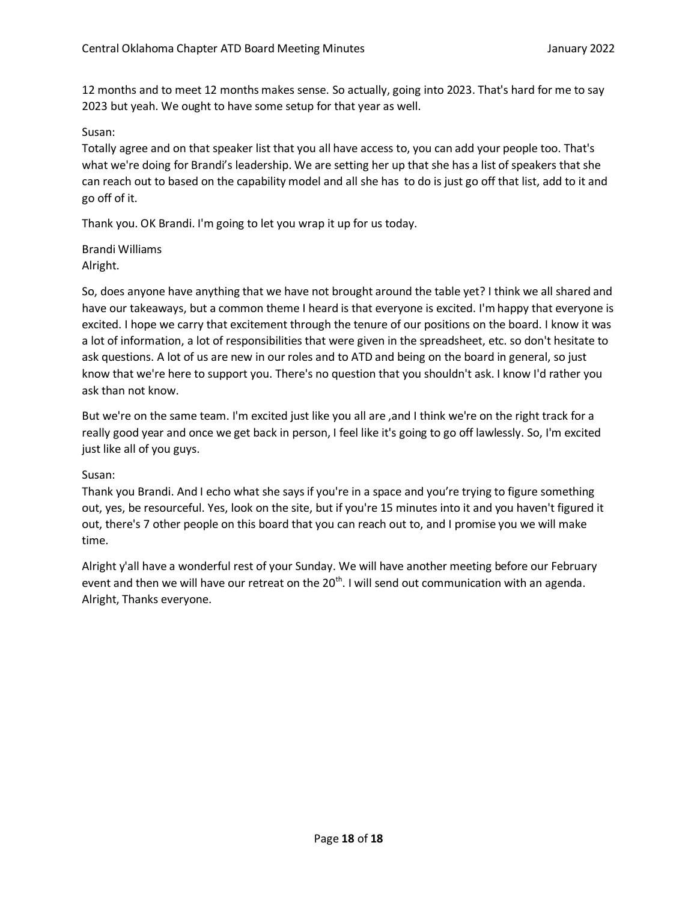12 months and to meet 12 months makes sense. So actually, going into 2023. That's hard for me to say 2023 but yeah. We ought to have some setup for that year as well.

Susan:
Totally agree and on that speaker list that you all have access to, you can add your people too. That's what we're doing for Brandi's leadership. We are setting her up that she has a list of speakers that she can reach out to based on the capability model and all she has to do is just go off that list, add to it and go off of it.

Thank you. OK Brandi. I'm going to let you wrap it up for us today.

Brandi Williams
Alright.

So, does anyone have anything that we have not brought around the table yet? I think we all shared and have our takeaways, but a common theme I heard is that everyone is excited. I'm happy that everyone is excited. I hope we carry that excitement through the tenure of our positions on the board. I know it was a lot of information, a lot of responsibilities that were given in the spreadsheet, etc. so don't hesitate to ask questions. A lot of us are new in our roles and to ATD and being on the board in general, so just know that we're here to support you. There's no question that you shouldn't ask. I know I'd rather you ask than not know.

But we're on the same team. I'm excited just like you all are ,and I think we're on the right track for a really good year and once we get back in person, I feel like it's going to go off lawlessly. So, I'm excited just like all of you guys.

Susan:
Thank you Brandi. And I echo what she says if you're in a space and you're trying to figure something out, yes, be resourceful. Yes, look on the site, but if you're 15 minutes into it and you haven't figured it out, there's 7 other people on this board that you can reach out to, and I promise you we will make time.

Alright y'all have a wonderful rest of your Sunday. We will have another meeting before our February event and then we will have our retreat on the 20th. I will send out communication with an agenda. Alright, Thanks everyone.